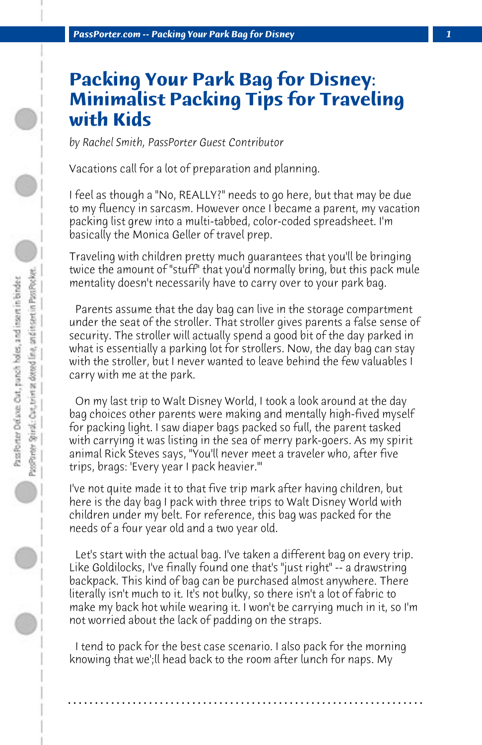# Packing Your Park Bag for Disney: Minimalist Packing Tips for Traveling with Kids

*by Rachel Smith, PassPorter Guest Contributor*

Vacations call for a lot of preparation and planning.

I feel as though a "No, REALLY?" needs to go here, but that may be due to my fluency in sarcasm. However once I became a parent, my vacation packing list grew into a multi-tabbed, color-coded spreadsheet. I'm basically the Monica Geller of travel prep.

Traveling with children pretty much guarantees that you'll be bringing twice the amount of "stuff" that you'd normally bring, but this pack mule mentality doesn't necessarily have to carry over to your park bag.

Parents assume that the day bag can live in the storage compartment under the seat of the stroller. That stroller gives parents a false sense of security. The stroller will actually spend a good bit of the day parked in what is essentially a parking lot for strollers. Now, the day bag can stay with the stroller, but I never wanted to leave behind the few valuables I carry with me at the park.

On my last trip to Walt Disney World, I took a look around at the day bag choices other parents were making and mentally high-fived myself for packing light. I saw diaper bags packed so full, the parent tasked with carrying it was listing in the sea of merry park-goers. As my spirit animal Rick Steves says, "You'll never meet a traveler who, after five trips, brags: 'Every year I pack heavier.'"

I've not quite made it to that five trip mark after having children, but here is the day bag I pack with three trips to Walt Disney World with children under my belt. For reference, this bag was packed for the needs of a four year old and a two year old.

Let's start with the actual bag. I've taken a different bag on every trip. Like Goldilocks, I've finally found one that's "just right" -- a drawstring backpack. This kind of bag can be purchased almost anywhere. There literally isn't much to it. It's not bulky, so there isn't a lot of fabric to make my back hot while wearing it. I won't be carrying much in it, so I'm not worried about the lack of padding on the straps.

I tend to pack for the best case scenario. I also pack for the morning knowing that we';ll head back to the room after lunch for naps. My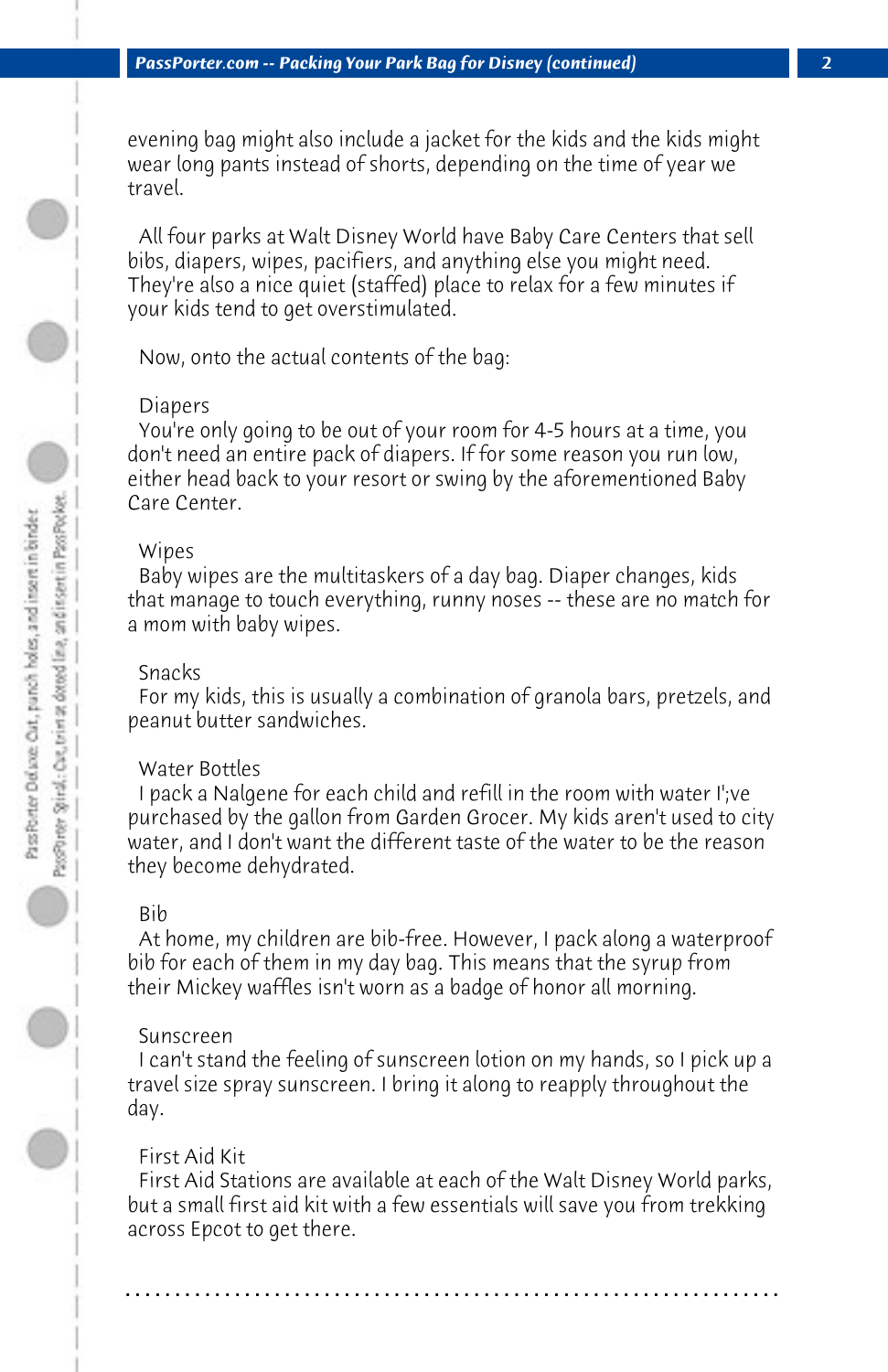evening bag might also include a jacket for the kids and the kids might wear long pants instead of shorts, depending on the time of year we travel.

All four parks at Walt Disney World have Baby Care Centers that sell bibs, diapers, wipes, pacifiers, and anything else you might need. They're also a nice quiet (staffed) place to relax for a few minutes if your kids tend to get overstimulated.

Now, onto the actual contents of the bag:

Diapers

You're only going to be out of your room for 4-5 hours at a time, you don't need an entire pack of diapers. If for some reason you run low, either head back to your resort or swing by the aforementioned Baby Care Center.

Wipes

Baby wipes are the multitaskers of a day bag. Diaper changes, kids that manage to touch everything, runny noses -- these are no match for a mom with baby wipes.

Snacks

For my kids, this is usually a combination of granola bars, pretzels, and peanut butter sandwiches.

Water Bottles

I pack a Nalgene for each child and refill in the room with water I';ve purchased by the gallon from Garden Grocer. My kids aren't used to city water, and I don't want the different taste of the water to be the reason they become dehydrated.

Bib

At home, my children are bib-free. However, I pack along a waterproof bib for each of them in my day bag. This means that the syrup from their Mickey waffles isn't worn as a badge of honor all morning.

Sunscreen

I can't stand the feeling of sunscreen lotion on my hands, so I pick up a travel size spray sunscreen. I bring it along to reapply throughout the day.

First Aid Kit

First Aid Stations are available at each of the Walt Disney World parks, but a small first aid kit with a few essentials will save you from trekking across Epcot to get there.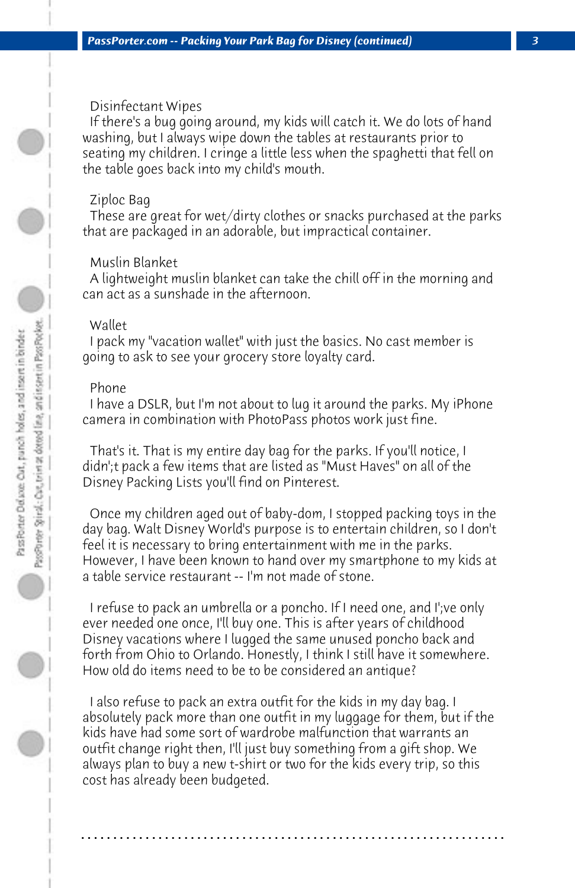Disinfectant Wipes

If there's a bug going around, my kids will catch it. We do lots of hand washing, but I always wipe down the tables at restaurants prior to seating my children. I cringe a little less when the spaghetti that fell on the table goes back into my child's mouth.

Ziploc Bag

These are great for wet/dirty clothes or snacks purchased at the parks that are packaged in an adorable, but impractical container.

Muslin Blanket

A lightweight muslin blanket can take the chill off in the morning and can act as a sunshade in the afternoon.

Wallet

I pack my "vacation wallet" with just the basics. No cast member is going to ask to see your grocery store loyalty card.

Phone

I have a DSLR, but I'm not about to lug it around the parks. My iPhone camera in combination with PhotoPass photos work just fine.

That's it. That is my entire day bag for the parks. If you'll notice, I didn';t pack a few items that are listed as "Must Haves" on all of the Disney Packing Lists you'll find on Pinterest.

Once my children aged out of baby-dom, I stopped packing toys in the day bag. Walt Disney World's purpose is to entertain children, so I don't feel it is necessary to bring entertainment with me in the parks. However, I have been known to hand over my smartphone to my kids at a table service restaurant -- I'm not made of stone.

I refuse to pack an umbrella or a poncho. If I need one, and I';ve only ever needed one once, I'll buy one. This is after years of childhood Disney vacations where I lugged the same unused poncho back and forth from Ohio to Orlando. Honestly, I think I still have it somewhere. How old do items need to be to be considered an antique?

I also refuse to pack an extra outfit for the kids in my day bag. I absolutely pack more than one outfit in my luggage for them, but if the kids have had some sort of wardrobe malfunction that warrants an outfit change right then, I'll just buy something from a gift shop. We always plan to buy a new t-shirt or two for the kids every trip, so this cost has already been budgeted.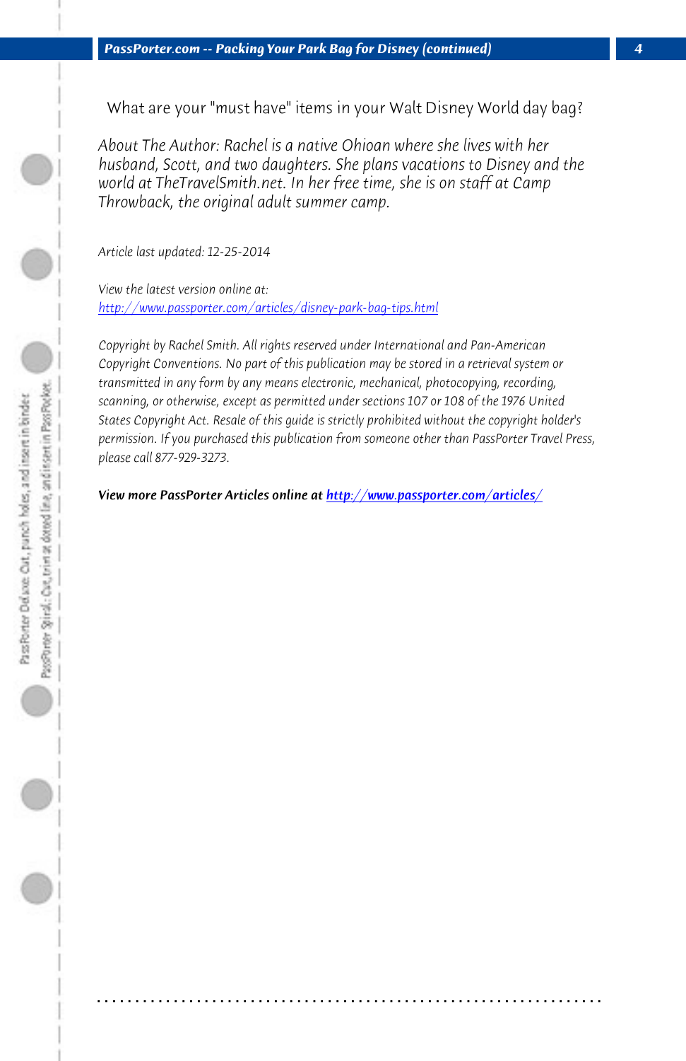What are your "must have" items in your Walt Disney World day bag?

*About The Author: Rachel is a native Ohioan where she lives with her husband, Scott, and two daughters. She plans vacations to Disney and the world at TheTravelSmith.net. In her free time, she is on staff at Camp Throwback, the original adult summer camp.*

*Article last updated: 12-25-2014*

*View the latest version online at: http://www.passporter.com/articles/disney-park-bag-tips.html*

*Copyright by Rachel Smith. All rights reserved under International and Pan-American Copyright Conventions. No part of this publication may be stored in a retrieval system or transmitted in any form by any means electronic, mechanical, photocopying, recording, scanning, or otherwise, except as permitted under sections 107 or 108 of the 1976 United States Copyright Act. Resale of this guide is strictly prohibited without the copyright holder's permission. If you purchased this publication from someone other than PassPorter Travel Press, please call 877-929-3273.*

***View more PassPorter Articles online at http://www.passporter.com/articles/***